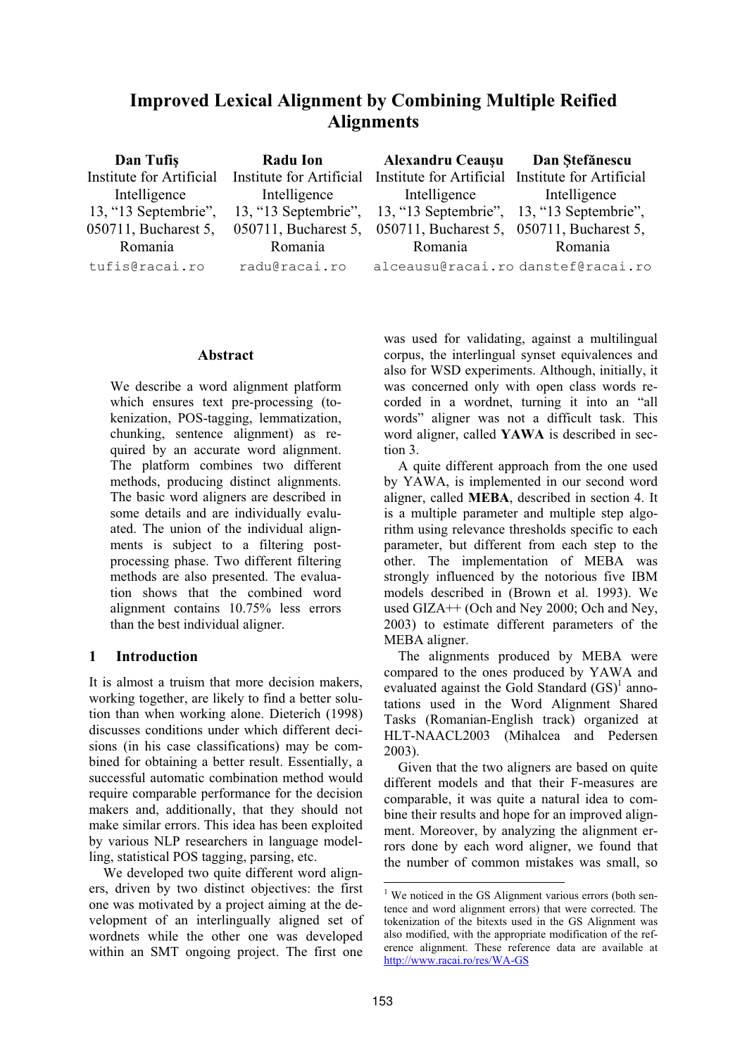# Improved Lexical Alignment by Combining Multiple Reified Alignments

**Dan Tufiş**
Institute for Artificial Intelligence
13, "13 Septembrie", 050711, Bucharest 5, Romania
tufis@racai.ro

**Radu Ion**
Institute for Artificial Intelligence
13, "13 Septembrie", 050711, Bucharest 5, Romania
radu@racai.ro

**Alexandru Ceauşu**
Institute for Artificial Intelligence
13, "13 Septembrie", 050711, Bucharest 5, Romania
alceausu@racai.ro

**Dan Ştefănescu**
Institute for Artificial Intelligence
13, "13 Septembrie", 050711, Bucharest 5, Romania
danstef@racai.ro

## Abstract

We describe a word alignment platform which ensures text pre-processing (tokenization, POS-tagging, lemmatization, chunking, sentence alignment) as required by an accurate word alignment. The platform combines two different methods, producing distinct alignments. The basic word aligners are described in some details and are individually evaluated. The union of the individual alignments is subject to a filtering post-processing phase. Two different filtering methods are also presented. The evaluation shows that the combined word alignment contains 10.75% less errors than the best individual aligner.

## 1 Introduction

It is almost a truism that more decision makers, working together, are likely to find a better solution than when working alone. Dieterich (1998) discusses conditions under which different decisions (in his case classifications) may be combined for obtaining a better result. Essentially, a successful automatic combination method would require comparable performance for the decision makers and, additionally, that they should not make similar errors. This idea has been exploited by various NLP researchers in language modelling, statistical POS tagging, parsing, etc.

We developed two quite different word aligners, driven by two distinct objectives: the first one was motivated by a project aiming at the development of an interlingually aligned set of wordnets while the other one was developed within an SMT ongoing project. The first one was used for validating, against a multilingual corpus, the interlingual synset equivalences and also for WSD experiments. Although, initially, it was concerned only with open class words recorded in a wordnet, turning it into an "all words" aligner was not a difficult task. This word aligner, called **YAWA** is described in section 3.

A quite different approach from the one used by YAWA, is implemented in our second word aligner, called **MEBA**, described in section 4. It is a multiple parameter and multiple step algorithm using relevance thresholds specific to each parameter, but different from each step to the other. The implementation of MEBA was strongly influenced by the notorious five IBM models described in (Brown et al. 1993). We used GIZA++ (Och and Ney 2000; Och and Ney, 2003) to estimate different parameters of the MEBA aligner.

The alignments produced by MEBA were compared to the ones produced by YAWA and evaluated against the Gold Standard (GS)[1] annotations used in the Word Alignment Shared Tasks (Romanian-English track) organized at HLT-NAACL2003 (Mihalcea and Pedersen 2003).

Given that the two aligners are based on quite different models and that their F-measures are comparable, it was quite a natural idea to combine their results and hope for an improved alignment. Moreover, by analyzing the alignment errors done by each word aligner, we found that the number of common mistakes was small, so

[1] We noticed in the GS Alignment various errors (both sentence and word alignment errors) that were corrected. The tokenization of the bitexts used in the GS Alignment was also modified, with the appropriate modification of the reference alignment. These reference data are available at http://www.racai.ro/res/WA-GS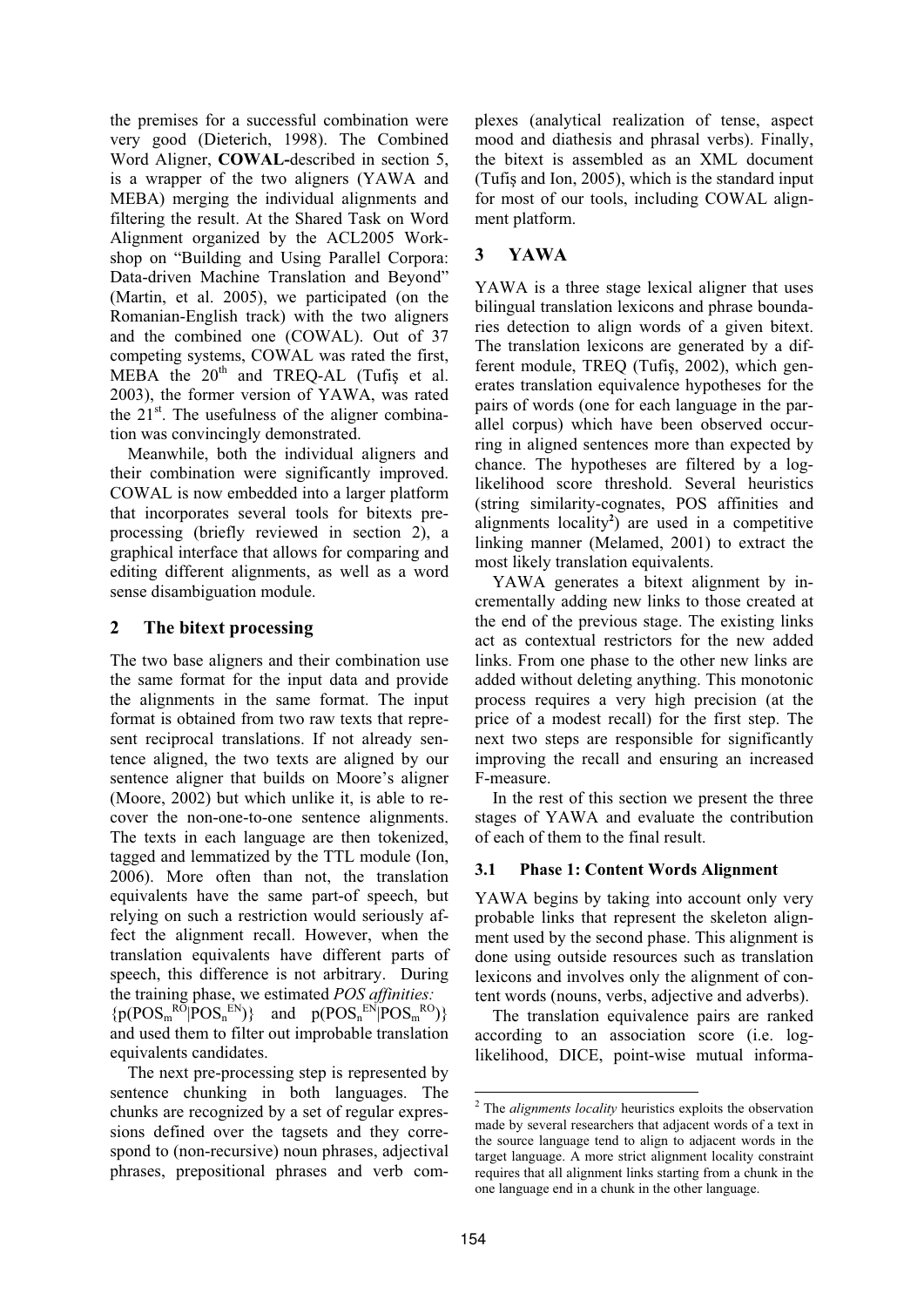the premises for a successful combination were very good (Dieterich, 1998). The Combined Word Aligner, **COWAL**-described in section 5, is a wrapper of the two aligners (YAWA and MEBA) merging the individual alignments and filtering the result. At the Shared Task on Word Alignment organized by the ACL2005 Workshop on "Building and Using Parallel Corpora: Data-driven Machine Translation and Beyond" (Martin, et al. 2005), we participated (on the Romanian-English track) with the two aligners and the combined one (COWAL). Out of 37 competing systems, COWAL was rated the first, MEBA the 20th and TREQ-AL (Tufiş et al. 2003), the former version of YAWA, was rated the 21st. The usefulness of the aligner combination was convincingly demonstrated.

Meanwhile, both the individual aligners and their combination were significantly improved. COWAL is now embedded into a larger platform that incorporates several tools for bitexts preprocessing (briefly reviewed in section 2), a graphical interface that allows for comparing and editing different alignments, as well as a word sense disambiguation module.

## 2 The bitext processing

The two base aligners and their combination use the same format for the input data and provide the alignments in the same format. The input format is obtained from two raw texts that represent reciprocal translations. If not already sentence aligned, the two texts are aligned by our sentence aligner that builds on Moore's aligner (Moore, 2002) but which unlike it, is able to recover the non-one-to-one sentence alignments. The texts in each language are then tokenized, tagged and lemmatized by the TTL module (Ion, 2006). More often than not, the translation equivalents have the same part-of speech, but relying on such a restriction would seriously affect the alignment recall. However, when the translation equivalents have different parts of speech, this difference is not arbitrary. During the training phase, we estimated *POS affinities:* $\{p(POS_m^{RO}|POS_n^{EN})\}$ and $p(POS_n^{EN}|POS_m^{RO})\}$ and used them to filter out improbable translation equivalents candidates.

The next pre-processing step is represented by sentence chunking in both languages. The chunks are recognized by a set of regular expressions defined over the tagsets and they correspond to (non-recursive) noun phrases, adjectival phrases, prepositional phrases and verb complexes (analytical realization of tense, aspect mood and diathesis and phrasal verbs). Finally, the bitext is assembled as an XML document (Tufiş and Ion, 2005), which is the standard input for most of our tools, including COWAL alignment platform.

## 3 YAWA

YAWA is a three stage lexical aligner that uses bilingual translation lexicons and phrase boundaries detection to align words of a given bitext. The translation lexicons are generated by a different module, TREQ (Tufiş, 2002), which generates translation equivalence hypotheses for the pairs of words (one for each language in the parallel corpus) which have been observed occurring in aligned sentences more than expected by chance. The hypotheses are filtered by a log-likelihood score threshold. Several heuristics (string similarity-cognates, POS affinities and alignments locality[2]) are used in a competitive linking manner (Melamed, 2001) to extract the most likely translation equivalents.

YAWA generates a bitext alignment by incrementally adding new links to those created at the end of the previous stage. The existing links act as contextual restrictors for the new added links. From one phase to the other new links are added without deleting anything. This monotonic process requires a very high precision (at the price of a modest recall) for the first step. The next two steps are responsible for significantly improving the recall and ensuring an increased F-measure.

In the rest of this section we present the three stages of YAWA and evaluate the contribution of each of them to the final result.

### 3.1 Phase 1: Content Words Alignment

YAWA begins by taking into account only very probable links that represent the skeleton alignment used by the second phase. This alignment is done using outside resources such as translation lexicons and involves only the alignment of content words (nouns, verbs, adjective and adverbs).

The translation equivalence pairs are ranked according to an association score (i.e. log-likelihood, DICE, point-wise mutual informa-

[2] The *alignments locality* heuristics exploits the observation made by several researchers that adjacent words of a text in the source language tend to align to adjacent words in the target language. A more strict alignment locality constraint requires that all alignment links starting from a chunk in the one language end in a chunk in the other language.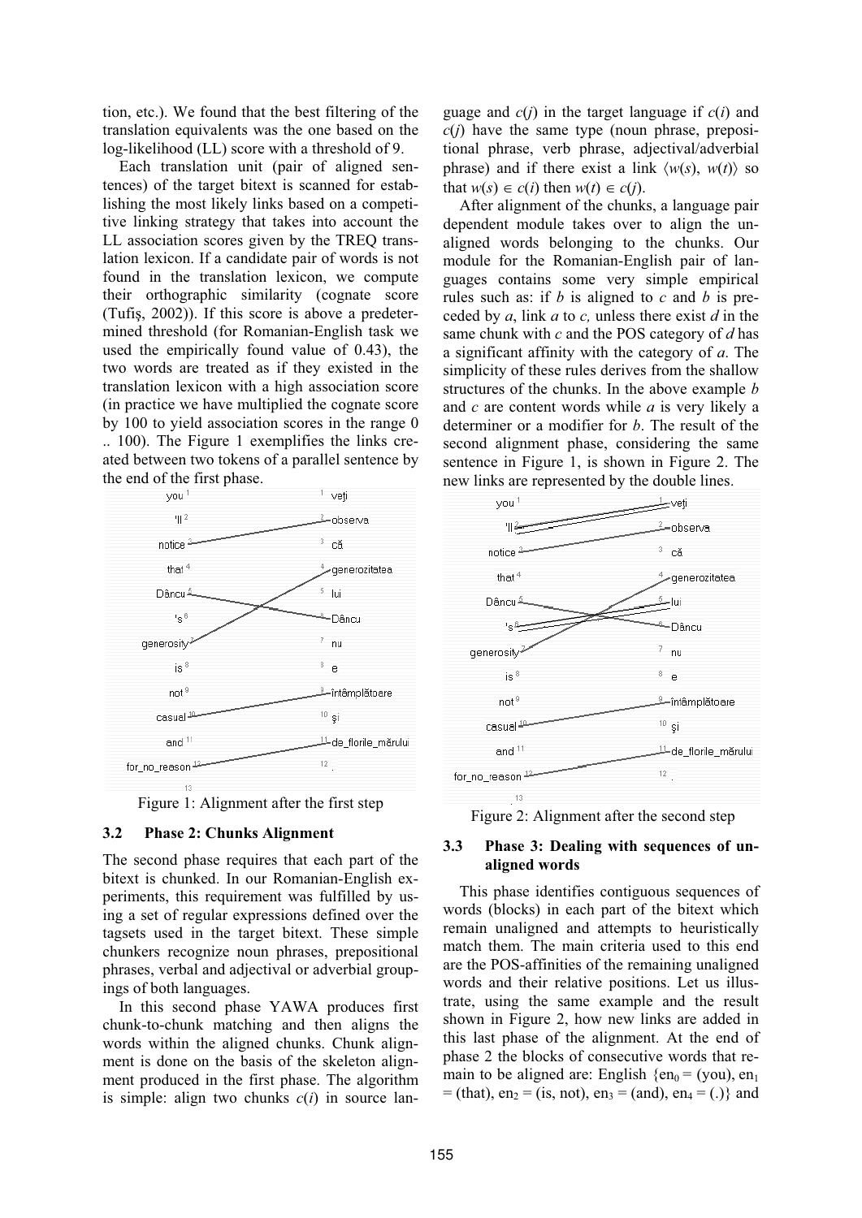tion, etc.). We found that the best filtering of the translation equivalents was the one based on the log-likelihood (LL) score with a threshold of 9.

Each translation unit (pair of aligned sentences) of the target bitext is scanned for establishing the most likely links based on a competitive linking strategy that takes into account the LL association scores given by the TREQ translation lexicon. If a candidate pair of words is not found in the translation lexicon, we compute their orthographic similarity (cognate score (Tufiş, 2002)). If this score is above a predetermined threshold (for Romanian-English task we used the empirically found value of 0.43), the two words are treated as if they existed in the translation lexicon with a high association score (in practice we have multiplied the cognate score by 100 to yield association scores in the range 0 .. 100). The Figure 1 exemplifies the links created between two tokens of a parallel sentence by the end of the first phase.

Figure 1: Alignment after the first step

### 3.2 Phase 2: Chunks Alignment

The second phase requires that each part of the bitext is chunked. In our Romanian-English experiments, this requirement was fulfilled by using a set of regular expressions defined over the tagsets used in the target bitext. These simple chunkers recognize noun phrases, prepositional phrases, verbal and adjectival or adverbial groupings of both languages.

In this second phase YAWA produces first chunk-to-chunk matching and then aligns the words within the aligned chunks. Chunk alignment is done on the basis of the skeleton alignment produced in the first phase. The algorithm is simple: align two chunks $c(i)$ in source language and $c(j)$ in the target language if $c(i)$ and $c(j)$ have the same type (noun phrase, prepositional phrase, verb phrase, adjectival/adverbial phrase) and if there exist a link $\langle w(s), w(t) \rangle$ so that $w(s) \in c(i)$ then $w(t) \in c(j)$.

After alignment of the chunks, a language pair dependent module takes over to align the unaligned words belonging to the chunks. Our module for the Romanian-English pair of languages contains some very simple empirical rules such as: if *b* is aligned to *c* and *b* is preceded by *a*, link *a* to *c,* unless there exist *d* in the same chunk with *c* and the POS category of *d* has a significant affinity with the category of *a*. The simplicity of these rules derives from the shallow structures of the chunks. In the above example *b* and *c* are content words while *a* is very likely a determiner or a modifier for *b*. The result of the second alignment phase, considering the same sentence in Figure 1, is shown in Figure 2. The new links are represented by the double lines.

Figure 2: Alignment after the second step

### 3.3 Phase 3: Dealing with sequences of unaligned words

This phase identifies contiguous sequences of words (blocks) in each part of the bitext which remain unaligned and attempts to heuristically match them. The main criteria used to this end are the POS-affinities of the remaining unaligned words and their relative positions. Let us illustrate, using the same example and the result shown in Figure 2, how new links are added in this last phase of the alignment. At the end of phase 2 the blocks of consecutive words that remain to be aligned are: English $\{en_0 = (\text{you}), en_1 = (\text{that}), en_2 = (\text{is, not}), en_3 = (\text{and}), en_4 = (.)\}$ and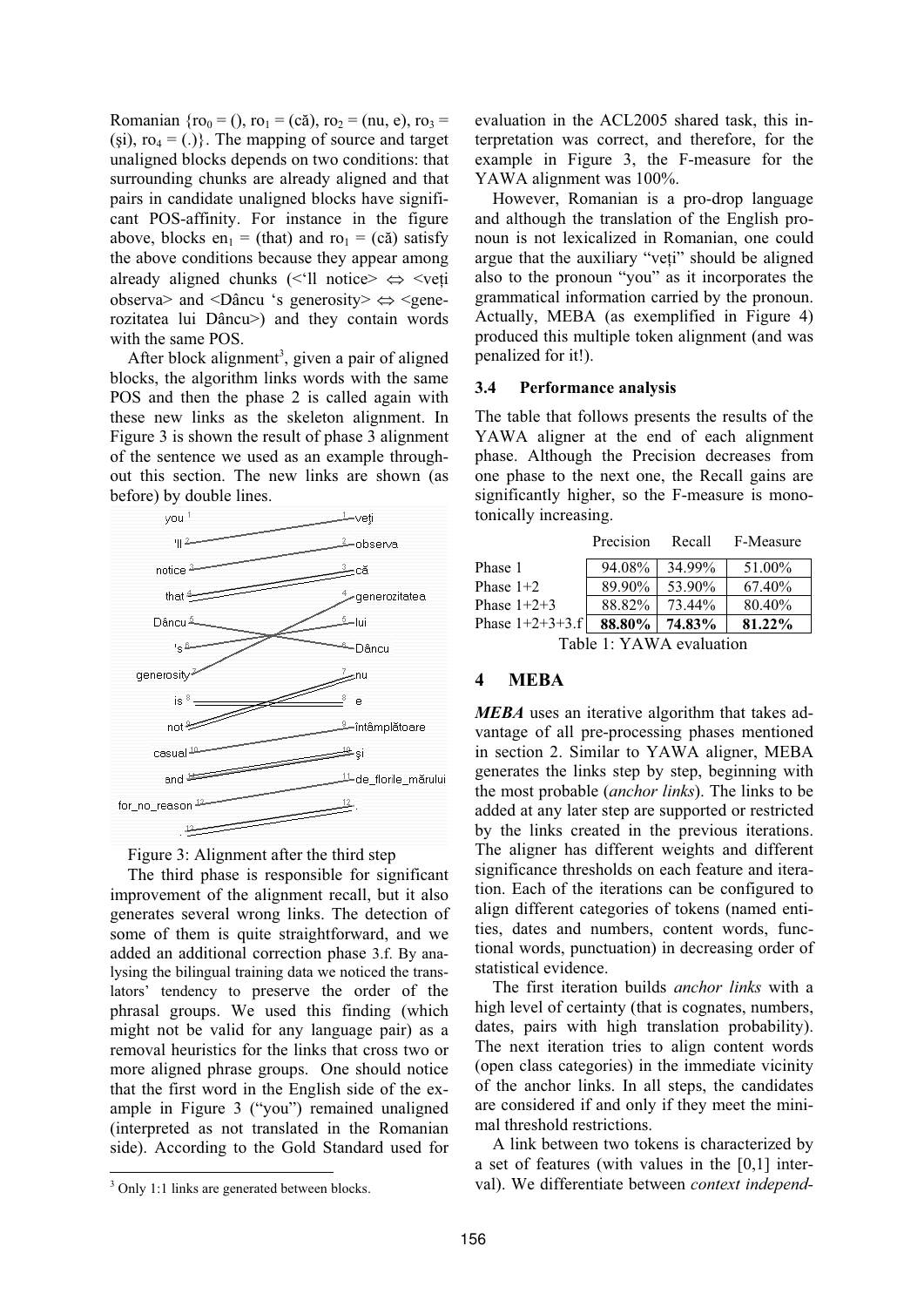Romanian {$ro_0$ = (), $ro_1$ = (că), $ro_2$ = (nu, e), $ro_3$ = (şi), $ro_4$ = (.)}. The mapping of source and target unaligned blocks depends on two conditions: that surrounding chunks are already aligned and that pairs in candidate unaligned blocks have significant POS-affinity. For instance in the figure above, blocks $en_1$ = (that) and $ro_1$ = (că) satisfy the above conditions because they appear among already aligned chunks (<'ll notice> ⇔ <veţi observa> and <Dâncu 's generosity> ⇔ <generozitatea lui Dâncu>) and they contain words with the same POS.

After block alignment[3], given a pair of aligned blocks, the algorithm links words with the same POS and then the phase 2 is called again with these new links as the skeleton alignment. In Figure 3 is shown the result of phase 3 alignment of the sentence we used as an example throughout this section. The new links are shown (as before) by double lines.

Figure 3: Alignment after the third step

The third phase is responsible for significant improvement of the alignment recall, but it also generates several wrong links. The detection of some of them is quite straightforward, and we added an additional correction phase 3.f. By analysing the bilingual training data we noticed the translators' tendency to preserve the order of the phrasal groups. We used this finding (which might not be valid for any language pair) as a removal heuristics for the links that cross two or more aligned phrase groups. One should notice that the first word in the English side of the example in Figure 3 ("you") remained unaligned (interpreted as not translated in the Romanian side). According to the Gold Standard used for evaluation in the ACL2005 shared task, this interpretation was correct, and therefore, for the example in Figure 3, the F-measure for the YAWA alignment was 100%.

However, Romanian is a pro-drop language and although the translation of the English pronoun is not lexicalized in Romanian, one could argue that the auxiliary "veţi" should be aligned also to the pronoun "you" as it incorporates the grammatical information carried by the pronoun. Actually, MEBA (as exemplified in Figure 4) produced this multiple token alignment (and was penalized for it!).

### 3.4 Performance analysis

The table that follows presents the results of the YAWA aligner at the end of each alignment phase. Although the Precision decreases from one phase to the next one, the Recall gains are significantly higher, so the F-measure is monotonically increasing.

| | Precision | Recall | F-Measure |
|---|---|---|---|
| Phase 1 | 94.08% | 34.99% | 51.00% |
| Phase 1+2 | 89.90% | 53.90% | 67.40% |
| Phase 1+2+3 | 88.82% | 73.44% | 80.40% |
| Phase 1+2+3+3.f | **88.80%** | **74.83%** | **81.22%** |

Table 1: YAWA evaluation

## 4 MEBA

***MEBA*** uses an iterative algorithm that takes advantage of all pre-processing phases mentioned in section 2. Similar to YAWA aligner, MEBA generates the links step by step, beginning with the most probable (*anchor links*). The links to be added at any later step are supported or restricted by the links created in the previous iterations. The aligner has different weights and different significance thresholds on each feature and iteration. Each of the iterations can be configured to align different categories of tokens (named entities, dates and numbers, content words, functional words, punctuation) in decreasing order of statistical evidence.

The first iteration builds *anchor links* with a high level of certainty (that is cognates, numbers, dates, pairs with high translation probability). The next iteration tries to align content words (open class categories) in the immediate vicinity of the anchor links. In all steps, the candidates are considered if and only if they meet the minimal threshold restrictions.

A link between two tokens is characterized by a set of features (with values in the [0,1] interval). We differentiate between *context independ-*

[3] Only 1:1 links are generated between blocks.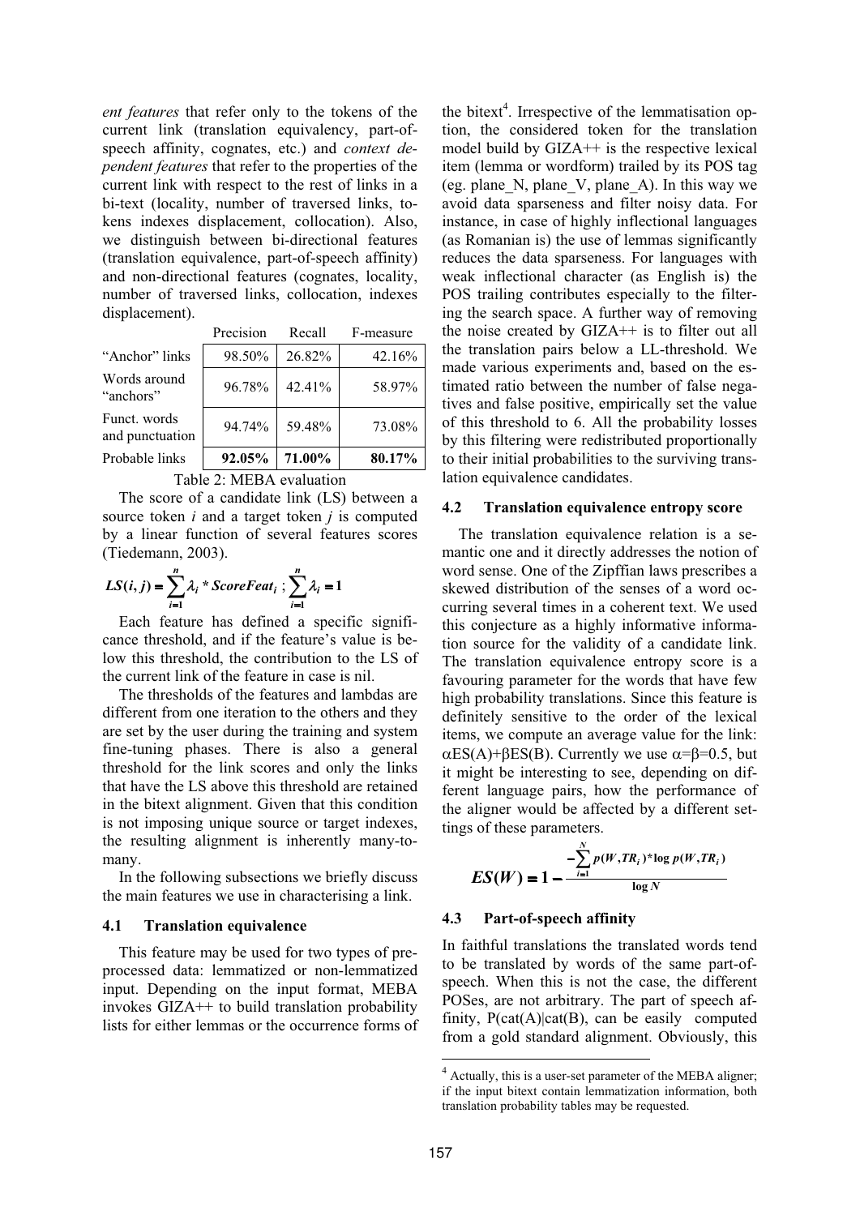*ent features* that refer only to the tokens of the current link (translation equivalency, part-of-speech affinity, cognates, etc.) and *context dependent features* that refer to the properties of the current link with respect to the rest of links in a bi-text (locality, number of traversed links, tokens indexes displacement, collocation). Also, we distinguish between bi-directional features (translation equivalence, part-of-speech affinity) and non-directional features (cognates, locality, number of traversed links, collocation, indexes displacement).

| | Precision | Recall | F-measure |
|---|---|---|---|
| "Anchor" links | 98.50% | 26.82% | 42.16% |
| Words around "anchors" | 96.78% | 42.41% | 58.97% |
| Funct. words and punctuation | 94.74% | 59.48% | 73.08% |
| Probable links | **92.05%** | **71.00%** | **80.17%** |

Table 2: MEBA evaluation

The score of a candidate link (LS) between a source token *i* and a target token *j* is computed by a linear function of several features scores (Tiedemann, 2003).

$$LS(i,j) = \sum_{i=1}^{n} \lambda_i * ScoreFeat_i \; ; \; \sum_{i=1}^{n} \lambda_i = 1$$

Each feature has defined a specific significance threshold, and if the feature's value is below this threshold, the contribution to the LS of the current link of the feature in case is nil.

The thresholds of the features and lambdas are different from one iteration to the others and they are set by the user during the training and system fine-tuning phases. There is also a general threshold for the link scores and only the links that have the LS above this threshold are retained in the bitext alignment. Given that this condition is not imposing unique source or target indexes, the resulting alignment is inherently many-to-many.

In the following subsections we briefly discuss the main features we use in characterising a link.

### 4.1 Translation equivalence

This feature may be used for two types of pre-processed data: lemmatized or non-lemmatized input. Depending on the input format, MEBA invokes GIZA++ to build translation probability lists for either lemmas or the occurrence forms of the bitext[4]. Irrespective of the lemmatisation option, the considered token for the translation model build by GIZA++ is the respective lexical item (lemma or wordform) trailed by its POS tag (eg. plane_N, plane_V, plane_A). In this way we avoid data sparseness and filter noisy data. For instance, in case of highly inflectional languages (as Romanian is) the use of lemmas significantly reduces the data sparseness. For languages with weak inflectional character (as English is) the POS trailing contributes especially to the filtering the search space. A further way of removing the noise created by GIZA++ is to filter out all the translation pairs below a LL-threshold. We made various experiments and, based on the estimated ratio between the number of false negatives and false positive, empirically set the value of this threshold to 6. All the probability losses by this filtering were redistributed proportionally to their initial probabilities to the surviving translation equivalence candidates.

### 4.2 Translation equivalence entropy score

The translation equivalence relation is a semantic one and it directly addresses the notion of word sense. One of the Zipffian laws prescribes a skewed distribution of the senses of a word occurring several times in a coherent text. We used this conjecture as a highly informative information source for the validity of a candidate link. The translation equivalence entropy score is a favouring parameter for the words that have few high probability translations. Since this feature is definitely sensitive to the order of the lexical items, we compute an average value for the link: $\alpha ES(A)+\beta ES(B)$. Currently we use $\alpha=\beta=0.5$, but it might be interesting to see, depending on different language pairs, how the performance of the aligner would be affected by a different settings of these parameters.

$$ES(W) = 1 - \frac{-\sum_{i=1}^{N} p(W,TR_i) * \log p(W,TR_i)}{\log N}$$

### 4.3 Part-of-speech affinity

In faithful translations the translated words tend to be translated by words of the same part-of-speech. When this is not the case, the different POSes, are not arbitrary. The part of speech affinity, P(cat(A)|cat(B), can be easily computed from a gold standard alignment. Obviously, this

[4] Actually, this is a user-set parameter of the MEBA aligner; if the input bitext contain lemmatization information, both translation probability tables may be requested.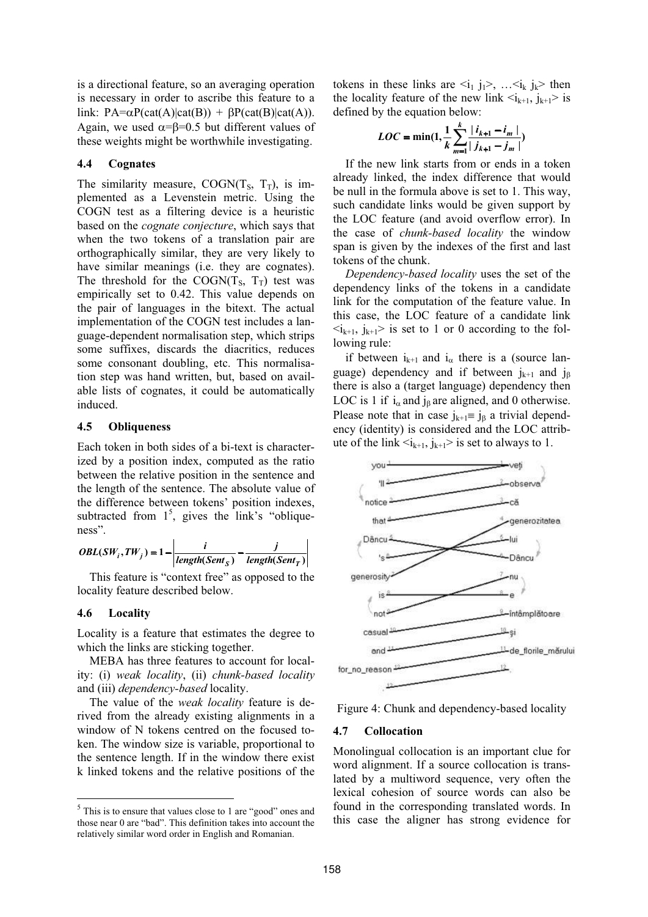is a directional feature, so an averaging operation is necessary in order to ascribe this feature to a link: PA=$\alpha$P(cat(A)|cat(B)) + $\beta$P(cat(B)|cat(A)). Again, we used $\alpha$=$\beta$=0.5 but different values of these weights might be worthwhile investigating.

### 4.4 Cognates

The similarity measure, COGN($T_S$, $T_T$), is implemented as a Levenstein metric. Using the COGN test as a filtering device is a heuristic based on the *cognate conjecture*, which says that when the two tokens of a translation pair are orthographically similar, they are very likely to have similar meanings (i.e. they are cognates). The threshold for the COGN($T_S$, $T_T$) test was empirically set to 0.42. This value depends on the pair of languages in the bitext. The actual implementation of the COGN test includes a language-dependent normalisation step, which strips some suffixes, discards the diacritics, reduces some consonant doubling, etc. This normalisation step was hand written, but, based on available lists of cognates, it could be automatically induced.

### 4.5 Obliqueness

Each token in both sides of a bi-text is characterized by a position index, computed as the ratio between the relative position in the sentence and the length of the sentence. The absolute value of the difference between tokens' position indexes, subtracted from 1[5], gives the link's "obliqueness".

$$OBL(SW_i, TW_j) = 1 - \left| \frac{i}{length(Sent_S)} - \frac{j}{length(Sent_T)} \right|$$

This feature is "context free" as opposed to the locality feature described below.

### 4.6 Locality

Locality is a feature that estimates the degree to which the links are sticking together.

MEBA has three features to account for locality: (i) *weak locality*, (ii) *chunk-based locality* and (iii) *dependency-based* locality.

The value of the *weak locality* feature is derived from the already existing alignments in a window of N tokens centred on the focused token. The window size is variable, proportional to the sentence length. If in the window there exist k linked tokens and the relative positions of the tokens in these links are $<i_1\ j_1>$, …$<i_k\ j_k>$ then the locality feature of the new link $<i_{k+1}, j_{k+1}>$ is defined by the equation below:

$$LOC = \min\left(1, \frac{1}{k} \sum_{m=1}^{k} \frac{|i_{k+1} - i_m|}{|j_{k+1} - j_m|}\right)$$

If the new link starts from or ends in a token already linked, the index difference that would be null in the formula above is set to 1. This way, such candidate links would be given support by the LOC feature (and avoid overflow error). In the case of *chunk-based locality* the window span is given by the indexes of the first and last tokens of the chunk.

*Dependency-based locality* uses the set of the dependency links of the tokens in a candidate link for the computation of the feature value. In this case, the LOC feature of a candidate link $<i_{k+1}, j_{k+1}>$ is set to 1 or 0 according to the following rule:

if between $i_{k+1}$ and $i_\alpha$ there is a (source language) dependency and if between $j_{k+1}$ and $j_\beta$ there is also a (target language) dependency then LOC is 1 if $i_\alpha$ and $j_\beta$ are aligned, and 0 otherwise. Please note that in case $j_{k+1} \equiv j_\beta$ a trivial dependency (identity) is considered and the LOC attribute of the link $<i_{k+1}, j_{k+1}>$ is set to always to 1.

Figure 4: Chunk and dependency-based locality

### 4.7 Collocation

Monolingual collocation is an important clue for word alignment. If a source collocation is translated by a multiword sequence, very often the lexical cohesion of source words can also be found in the corresponding translated words. In this case the aligner has strong evidence for

[5] This is to ensure that values close to 1 are "good" ones and those near 0 are "bad". This definition takes into account the relatively similar word order in English and Romanian.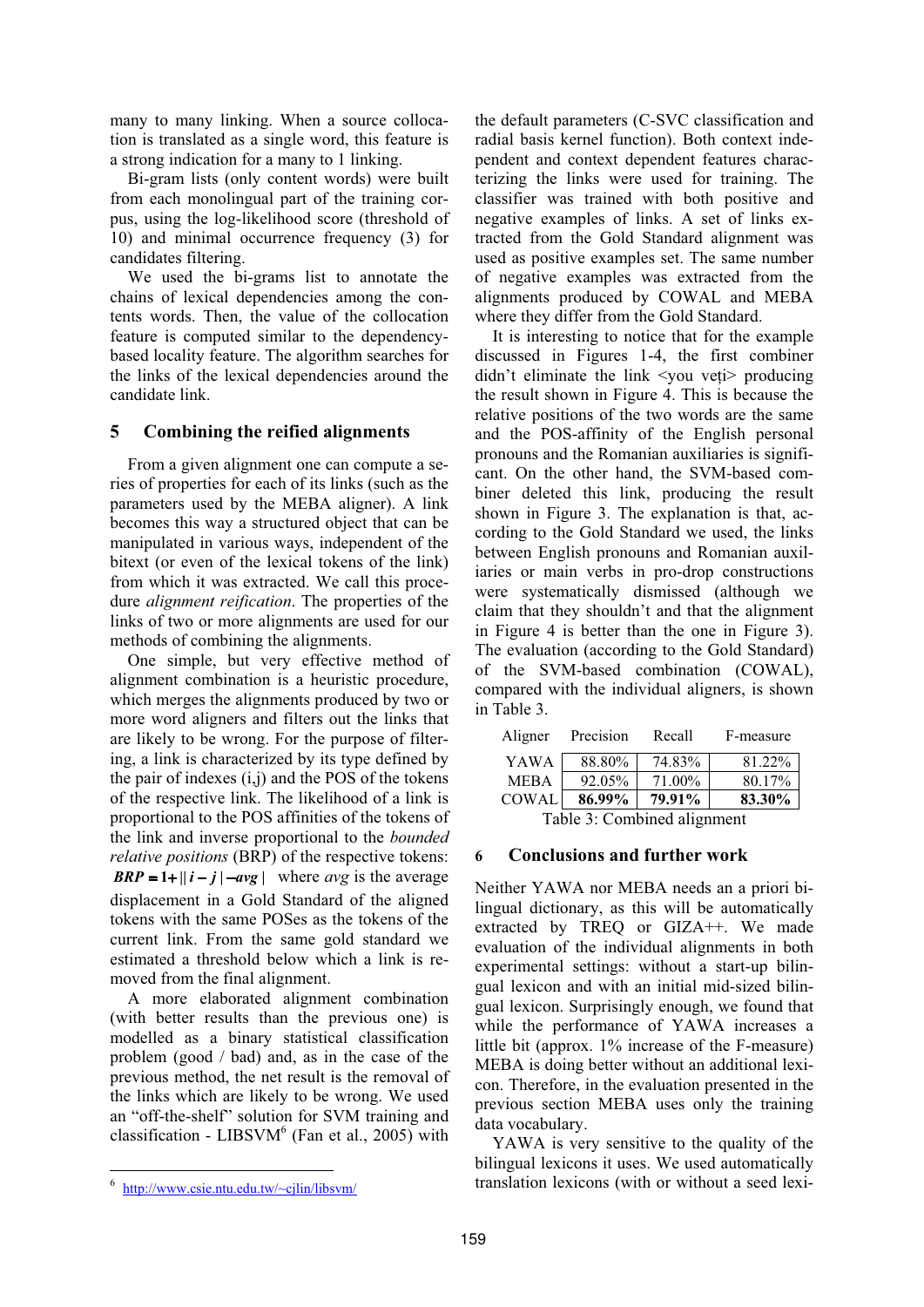many to many linking. When a source collocation is translated as a single word, this feature is a strong indication for a many to 1 linking.

Bi-gram lists (only content words) were built from each monolingual part of the training corpus, using the log-likelihood score (threshold of 10) and minimal occurrence frequency (3) for candidates filtering.

We used the bi-grams list to annotate the chains of lexical dependencies among the contents words. Then, the value of the collocation feature is computed similar to the dependency-based locality feature. The algorithm searches for the links of the lexical dependencies around the candidate link.

## 5 Combining the reified alignments

From a given alignment one can compute a series of properties for each of its links (such as the parameters used by the MEBA aligner). A link becomes this way a structured object that can be manipulated in various ways, independent of the bitext (or even of the lexical tokens of the link) from which it was extracted. We call this procedure *alignment reification*. The properties of the links of two or more alignments are used for our methods of combining the alignments.

One simple, but very effective method of alignment combination is a heuristic procedure, which merges the alignments produced by two or more word aligners and filters out the links that are likely to be wrong. For the purpose of filtering, a link is characterized by its type defined by the pair of indexes (i,j) and the POS of the tokens of the respective link. The likelihood of a link is proportional to the POS affinities of the tokens of the link and inverse proportional to the *bounded relative positions* (BRP) of the respective tokens: $BRP = 1 + \| i - j \| - avg |$ where *avg* is the average displacement in a Gold Standard of the aligned tokens with the same POSes as the tokens of the current link. From the same gold standard we estimated a threshold below which a link is removed from the final alignment.

A more elaborated alignment combination (with better results than the previous one) is modelled as a binary statistical classification problem (good / bad) and, as in the case of the previous method, the net result is the removal of the links which are likely to be wrong. We used an "off-the-shelf" solution for SVM training and classification - LIBSVM[6] (Fan et al., 2005) with the default parameters (C-SVC classification and radial basis kernel function). Both context independent and context dependent features characterizing the links were used for training. The classifier was trained with both positive and negative examples of links. A set of links extracted from the Gold Standard alignment was used as positive examples set. The same number of negative examples was extracted from the alignments produced by COWAL and MEBA where they differ from the Gold Standard.

It is interesting to notice that for the example discussed in Figures 1-4, the first combiner didn't eliminate the link <you veţi> producing the result shown in Figure 4. This is because the relative positions of the two words are the same and the POS-affinity of the English personal pronouns and the Romanian auxiliaries is significant. On the other hand, the SVM-based combiner deleted this link, producing the result shown in Figure 3. The explanation is that, according to the Gold Standard we used, the links between English pronouns and Romanian auxiliaries or main verbs in pro-drop constructions were systematically dismissed (although we claim that they shouldn't and that the alignment in Figure 4 is better than the one in Figure 3). The evaluation (according to the Gold Standard) of the SVM-based combination (COWAL), compared with the individual aligners, is shown in Table 3.

| Aligner | Precision | Recall | F-measure |
|---|---|---|---|
| YAWA | 88.80% | 74.83% | 81.22% |
| MEBA | 92.05% | 71.00% | 80.17% |
| COWAL | **86.99%** | **79.91%** | **83.30%** |

Table 3: Combined alignment

## 6 Conclusions and further work

Neither YAWA nor MEBA needs an a priori bilingual dictionary, as this will be automatically extracted by TREQ or GIZA++. We made evaluation of the individual alignments in both experimental settings: without a start-up bilingual lexicon and with an initial mid-sized bilingual lexicon. Surprisingly enough, we found that while the performance of YAWA increases a little bit (approx. 1% increase of the F-measure) MEBA is doing better without an additional lexicon. Therefore, in the evaluation presented in the previous section MEBA uses only the training data vocabulary.

YAWA is very sensitive to the quality of the bilingual lexicons it uses. We used automatically translation lexicons (with or without a seed lexi-

[6] http://www.csie.ntu.edu.tw/~cjlin/libsvm/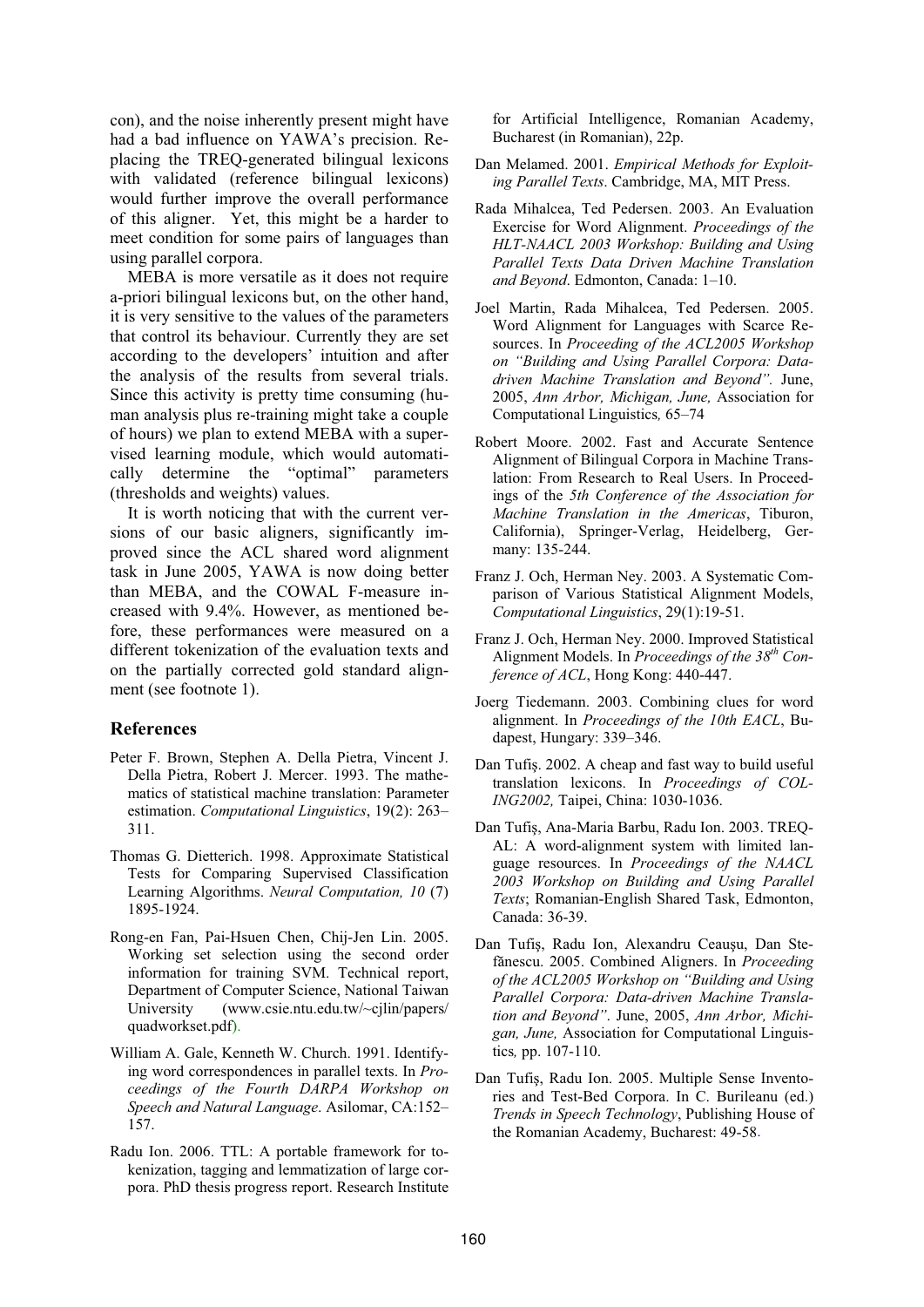con), and the noise inherently present might have had a bad influence on YAWA's precision. Replacing the TREQ-generated bilingual lexicons with validated (reference bilingual lexicons) would further improve the overall performance of this aligner. Yet, this might be a harder to meet condition for some pairs of languages than using parallel corpora.

MEBA is more versatile as it does not require a-priori bilingual lexicons but, on the other hand, it is very sensitive to the values of the parameters that control its behaviour. Currently they are set according to the developers' intuition and after the analysis of the results from several trials. Since this activity is pretty time consuming (human analysis plus re-training might take a couple of hours) we plan to extend MEBA with a supervised learning module, which would automatically determine the "optimal" parameters (thresholds and weights) values.

It is worth noticing that with the current versions of our basic aligners, significantly improved since the ACL shared word alignment task in June 2005, YAWA is now doing better than MEBA, and the COWAL F-measure increased with 9.4%. However, as mentioned before, these performances were measured on a different tokenization of the evaluation texts and on the partially corrected gold standard alignment (see footnote 1).

## References

Peter F. Brown, Stephen A. Della Pietra, Vincent J. Della Pietra, Robert J. Mercer. 1993. The mathematics of statistical machine translation: Parameter estimation. *Computational Linguistics*, 19(2): 263–311.

Thomas G. Dietterich. 1998. Approximate Statistical Tests for Comparing Supervised Classification Learning Algorithms. *Neural Computation, 10* (7) 1895-1924.

Rong-en Fan, Pai-Hsuen Chen, Chij-Jen Lin. 2005. Working set selection using the second order information for training SVM. Technical report, Department of Computer Science, National Taiwan University (www.csie.ntu.edu.tw/~cjlin/papers/quadworkset.pdf).

William A. Gale, Kenneth W. Church. 1991. Identifying word correspondences in parallel texts. In *Proceedings of the Fourth DARPA Workshop on Speech and Natural Language*. Asilomar, CA:152–157.

Radu Ion. 2006. TTL: A portable framework for tokenization, tagging and lemmatization of large corpora. PhD thesis progress report. Research Institute for Artificial Intelligence, Romanian Academy, Bucharest (in Romanian), 22p.

Dan Melamed. 2001. *Empirical Methods for Exploiting Parallel Texts*. Cambridge, MA, MIT Press.

Rada Mihalcea, Ted Pedersen. 2003. An Evaluation Exercise for Word Alignment. *Proceedings of the HLT-NAACL 2003 Workshop: Building and Using Parallel Texts Data Driven Machine Translation and Beyond*. Edmonton, Canada: 1–10.

Joel Martin, Rada Mihalcea, Ted Pedersen. 2005. Word Alignment for Languages with Scarce Resources. In *Proceeding of the ACL2005 Workshop on "Building and Using Parallel Corpora: Data-driven Machine Translation and Beyond"*. June, 2005, *Ann Arbor, Michigan, June,* Association for Computational Linguistics*,* 65–74

Robert Moore. 2002. Fast and Accurate Sentence Alignment of Bilingual Corpora in Machine Translation: From Research to Real Users. In Proceedings of the *5th Conference of the Association for Machine Translation in the Americas*, Tiburon, California), Springer-Verlag, Heidelberg, Germany: 135-244.

Franz J. Och, Herman Ney. 2003. A Systematic Comparison of Various Statistical Alignment Models, *Computational Linguistics*, 29(1):19-51.

Franz J. Och, Herman Ney. 2000. Improved Statistical Alignment Models. In *Proceedings of the 38th Conference of ACL*, Hong Kong: 440-447.

Joerg Tiedemann. 2003. Combining clues for word alignment. In *Proceedings of the 10th EACL*, Budapest, Hungary: 339–346.

Dan Tufiş. 2002. A cheap and fast way to build useful translation lexicons. In *Proceedings of COLING2002,* Taipei, China: 1030-1036.

Dan Tufiş, Ana-Maria Barbu, Radu Ion. 2003. TREQ-AL: A word-alignment system with limited language resources. In *Proceedings of the NAACL 2003 Workshop on Building and Using Parallel Texts*; Romanian-English Shared Task, Edmonton, Canada: 36-39.

Dan Tufiş, Radu Ion, Alexandru Ceauşu, Dan Stefănescu. 2005. Combined Aligners. In *Proceeding of the ACL2005 Workshop on "Building and Using Parallel Corpora: Data-driven Machine Translation and Beyond"*. June, 2005, *Ann Arbor, Michigan, June,* Association for Computational Linguistics*,* pp. 107-110.

Dan Tufiş, Radu Ion. 2005. Multiple Sense Inventories and Test-Bed Corpora. In C. Burileanu (ed.) *Trends in Speech Technology*, Publishing House of the Romanian Academy, Bucharest: 49-58.